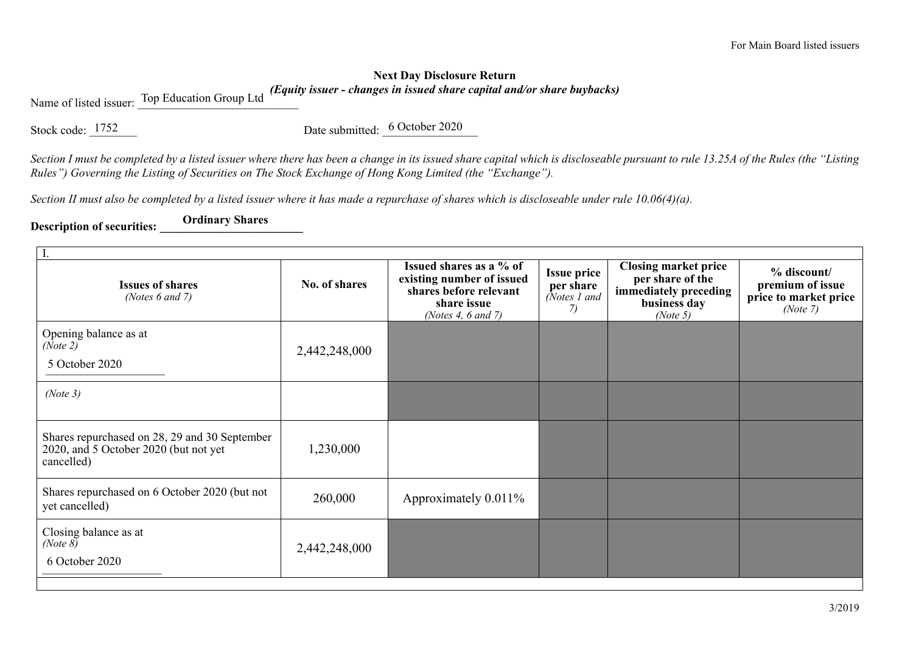For Main Board listed issuers

**Next Day Disclosure Return**

***(Equity issuer - changes in issued share capital and/or share buybacks)***

Name of listed issuer: Top Education Group Ltd

Stock code: 1752

Date submitted: 6 October 2020

*Section I must be completed by a listed issuer where there has been a change in its issued share capital which is discloseable pursuant to rule 13.25A of the Rules (the "Listing Rules") Governing the Listing of Securities on The Stock Exchange of Hong Kong Limited (the "Exchange").*

*Section II must also be completed by a listed issuer where it has made a repurchase of shares which is discloseable under rule 10.06(4)(a).*

**Description of securities: Ordinary Shares**

| I. | | | | | |
|---|---|---|---|---|---|
| **Issues of shares** *(Notes 6 and 7)* | **No. of shares** | **Issued shares as a % of existing number of issued shares before relevant share issue** *(Notes 4, 6 and 7)* | **Issue price per share** *(Notes 1 and 7)* | **Closing market price per share of the immediately preceding business day** *(Note 5)* | **% discount/ premium of issue price to market price** *(Note 7)* |
| Opening balance as at *(Note 2)* 5 October 2020 | 2,442,248,000 | | | | |
| *(Note 3)* | | | | | |
| Shares repurchased on 28, 29 and 30 September 2020, and 5 October 2020 (but not yet cancelled) | 1,230,000 | | | | |
| Shares repurchased on 6 October 2020 (but not yet cancelled) | 260,000 | Approximately 0.011% | | | |
| Closing balance as at *(Note 8)* 6 October 2020 | 2,442,248,000 | | | | |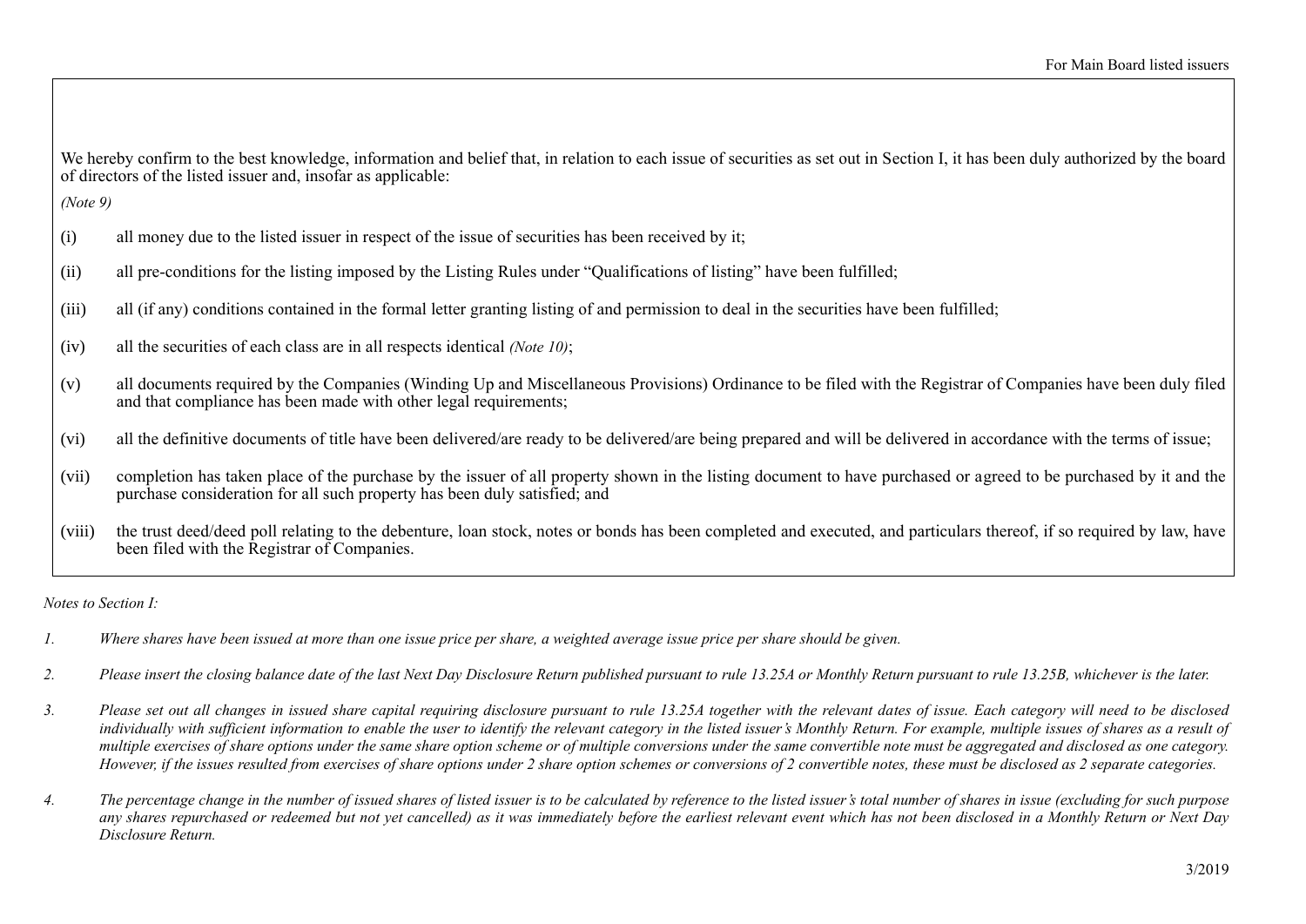We hereby confirm to the best knowledge, information and belief that, in relation to each issue of securities as set out in Section I, it has been duly authorized by the board of directors of the listed issuer and, insofar as applicable:

*(Note 9)*

(i) all money due to the listed issuer in respect of the issue of securities has been received by it;

(ii) all pre-conditions for the listing imposed by the Listing Rules under "Qualifications of listing" have been fulfilled;

(iii) all (if any) conditions contained in the formal letter granting listing of and permission to deal in the securities have been fulfilled;

(iv) all the securities of each class are in all respects identical *(Note 10)*;

(v) all documents required by the Companies (Winding Up and Miscellaneous Provisions) Ordinance to be filed with the Registrar of Companies have been duly filed and that compliance has been made with other legal requirements;

(vi) all the definitive documents of title have been delivered/are ready to be delivered/are being prepared and will be delivered in accordance with the terms of issue;

(vii) completion has taken place of the purchase by the issuer of all property shown in the listing document to have purchased or agreed to be purchased by it and the purchase consideration for all such property has been duly satisfied; and

(viii) the trust deed/deed poll relating to the debenture, loan stock, notes or bonds has been completed and executed, and particulars thereof, if so required by law, have been filed with the Registrar of Companies.

*Notes to Section I:*

1. *Where shares have been issued at more than one issue price per share, a weighted average issue price per share should be given.*

2. *Please insert the closing balance date of the last Next Day Disclosure Return published pursuant to rule 13.25A or Monthly Return pursuant to rule 13.25B, whichever is the later.*

3. *Please set out all changes in issued share capital requiring disclosure pursuant to rule 13.25A together with the relevant dates of issue. Each category will need to be disclosed individually with sufficient information to enable the user to identify the relevant category in the listed issuer's Monthly Return. For example, multiple issues of shares as a result of multiple exercises of share options under the same share option scheme or of multiple conversions under the same convertible note must be aggregated and disclosed as one category. However, if the issues resulted from exercises of share options under 2 share option schemes or conversions of 2 convertible notes, these must be disclosed as 2 separate categories.*

4. *The percentage change in the number of issued shares of listed issuer is to be calculated by reference to the listed issuer's total number of shares in issue (excluding for such purpose any shares repurchased or redeemed but not yet cancelled) as it was immediately before the earliest relevant event which has not been disclosed in a Monthly Return or Next Day Disclosure Return.*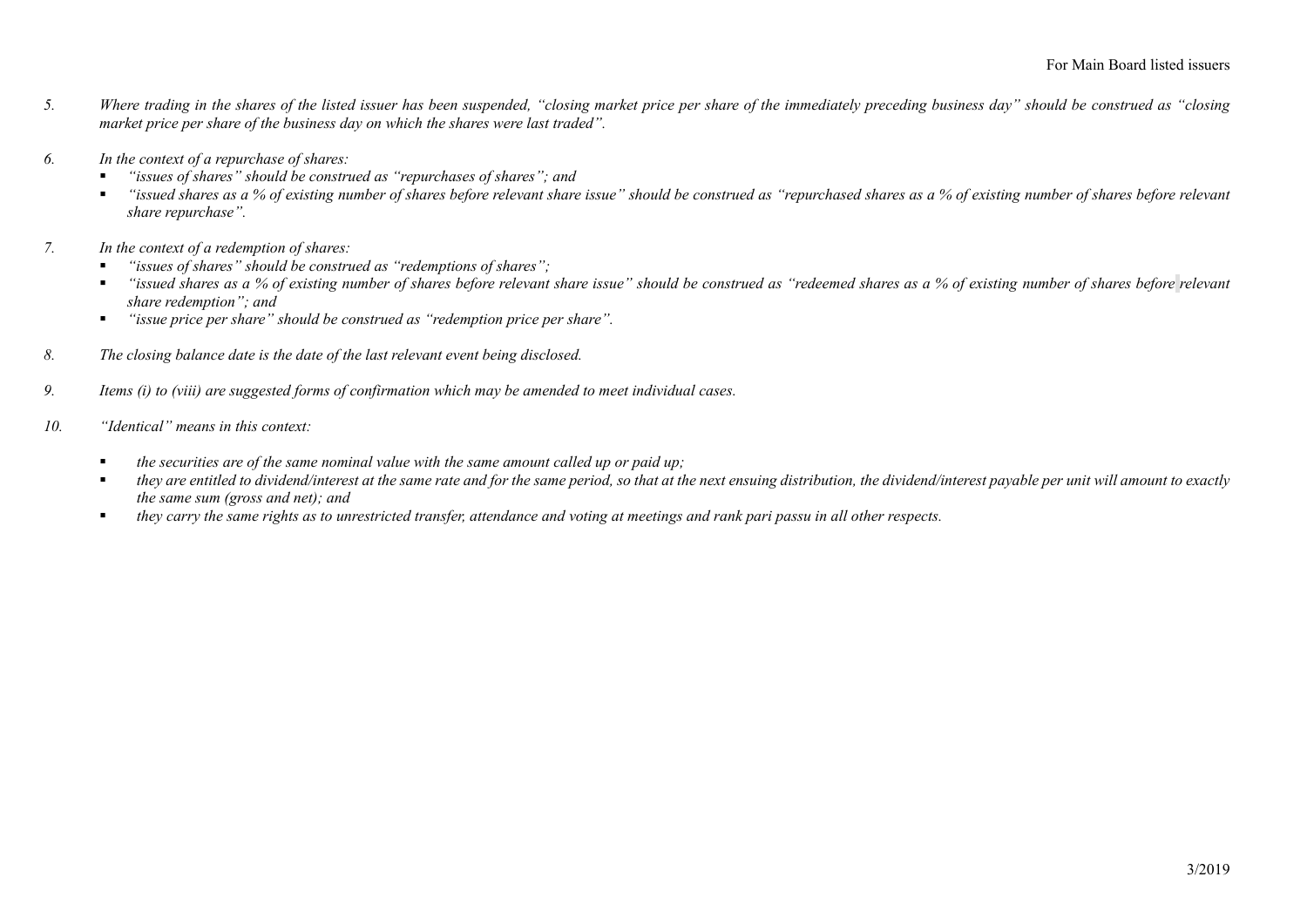*5. Where trading in the shares of the listed issuer has been suspended, "closing market price per share of the immediately preceding business day" should be construed as "closing market price per share of the business day on which the shares were last traded".*

*6. In the context of a repurchase of shares:*

- *"issues of shares" should be construed as "repurchases of shares"; and*
- *"issued shares as a % of existing number of shares before relevant share issue" should be construed as "repurchased shares as a % of existing number of shares before relevant share repurchase".*

*7. In the context of a redemption of shares:*

- *"issues of shares" should be construed as "redemptions of shares";*
- *"issued shares as a % of existing number of shares before relevant share issue" should be construed as "redeemed shares as a % of existing number of shares before relevant share redemption"; and*
- *"issue price per share" should be construed as "redemption price per share".*

*8. The closing balance date is the date of the last relevant event being disclosed.*

*9. Items (i) to (viii) are suggested forms of confirmation which may be amended to meet individual cases.*

*10. "Identical" means in this context:*

- *the securities are of the same nominal value with the same amount called up or paid up;*
- *they are entitled to dividend/interest at the same rate and for the same period, so that at the next ensuing distribution, the dividend/interest payable per unit will amount to exactly the same sum (gross and net); and*
- *they carry the same rights as to unrestricted transfer, attendance and voting at meetings and rank pari passu in all other respects.*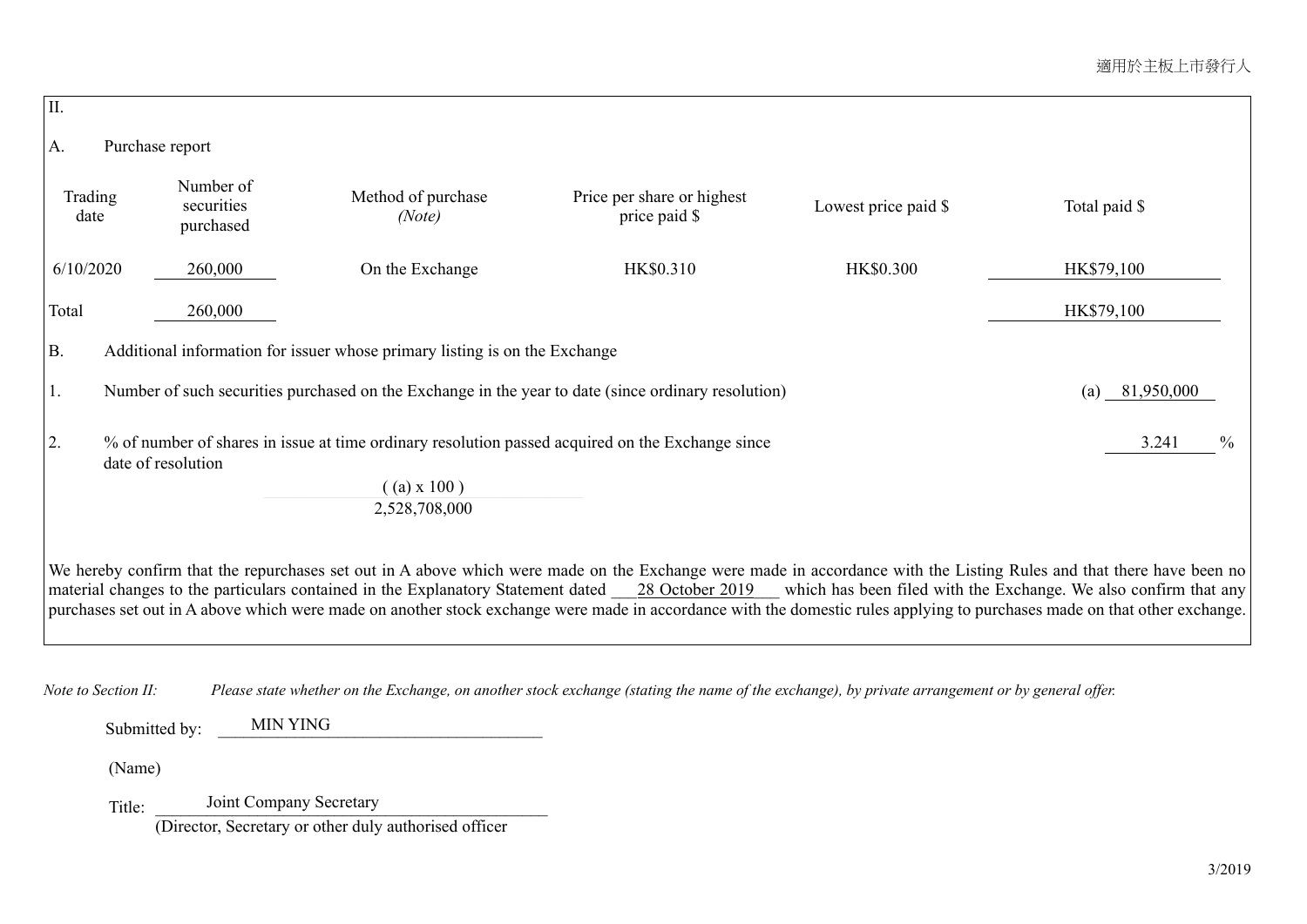II.

A. Purchase report

| Trading date | Number of securities purchased | Method of purchase *(Note)* | Price per share or highest price paid $ | Lowest price paid $ | Total paid $ |
|---|---|---|---|---|---|
| 6/10/2020 | 260,000 | On the Exchange | HK$0.310 | HK$0.300 | HK$79,100 |
| Total | 260,000 | | | | HK$79,100 |

B. Additional information for issuer whose primary listing is on the Exchange

1. Number of such securities purchased on the Exchange in the year to date (since ordinary resolution) (a) 81,950,000

2. % of number of shares in issue at time ordinary resolution passed acquired on the Exchange since date of resolution 3.241 %

$$\frac{(\,(a) \times 100\,)}{2{,}528{,}708{,}000}$$

We hereby confirm that the repurchases set out in A above which were made on the Exchange were made in accordance with the Listing Rules and that there have been no material changes to the particulars contained in the Explanatory Statement dated 28 October 2019 which has been filed with the Exchange. We also confirm that any purchases set out in A above which were made on another stock exchange were made in accordance with the domestic rules applying to purchases made on that other exchange.

*Note to Section II:* *Please state whether on the Exchange, on another stock exchange (stating the name of the exchange), by private arrangement or by general offer.*

Submitted by: MIN YING

(Name)

Title: Joint Company Secretary

(Director, Secretary or other duly authorised officer